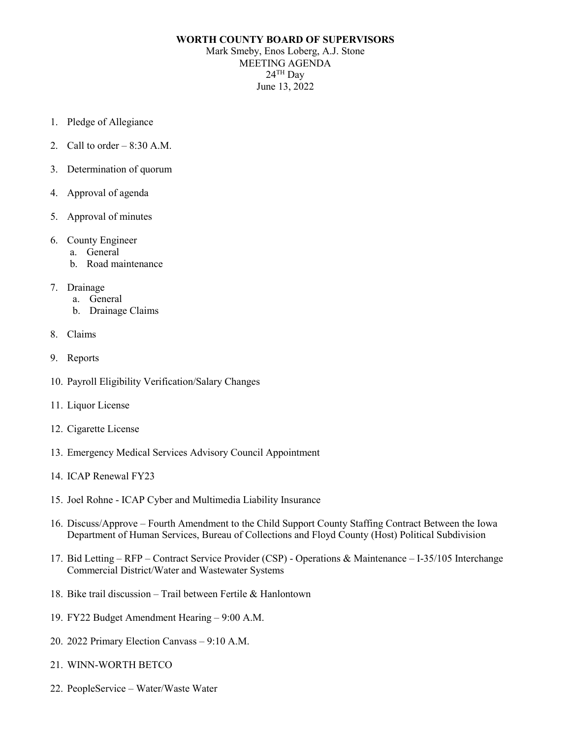**WORTH COUNTY BOARD OF SUPERVISORS**

Mark Smeby, Enos Loberg, A.J. Stone

MEETING AGENDA

24TH Day

June 13, 2022

1. Pledge of Allegiance
2. Call to order – 8:30 A.M.
3. Determination of quorum
4. Approval of agenda
5. Approval of minutes
6. County Engineer
   a. General
   b. Road maintenance
7. Drainage
   a. General
   b. Drainage Claims
8. Claims
9. Reports
10. Payroll Eligibility Verification/Salary Changes
11. Liquor License
12. Cigarette License
13. Emergency Medical Services Advisory Council Appointment
14. ICAP Renewal FY23
15. Joel Rohne - ICAP Cyber and Multimedia Liability Insurance
16. Discuss/Approve – Fourth Amendment to the Child Support County Staffing Contract Between the Iowa Department of Human Services, Bureau of Collections and Floyd County (Host) Political Subdivision
17. Bid Letting – RFP – Contract Service Provider (CSP) - Operations & Maintenance – I-35/105 Interchange Commercial District/Water and Wastewater Systems
18. Bike trail discussion – Trail between Fertile & Hanlontown
19. FY22 Budget Amendment Hearing – 9:00 A.M.
20. 2022 Primary Election Canvass – 9:10 A.M.
21. WINN-WORTH BETCO
22. PeopleService – Water/Waste Water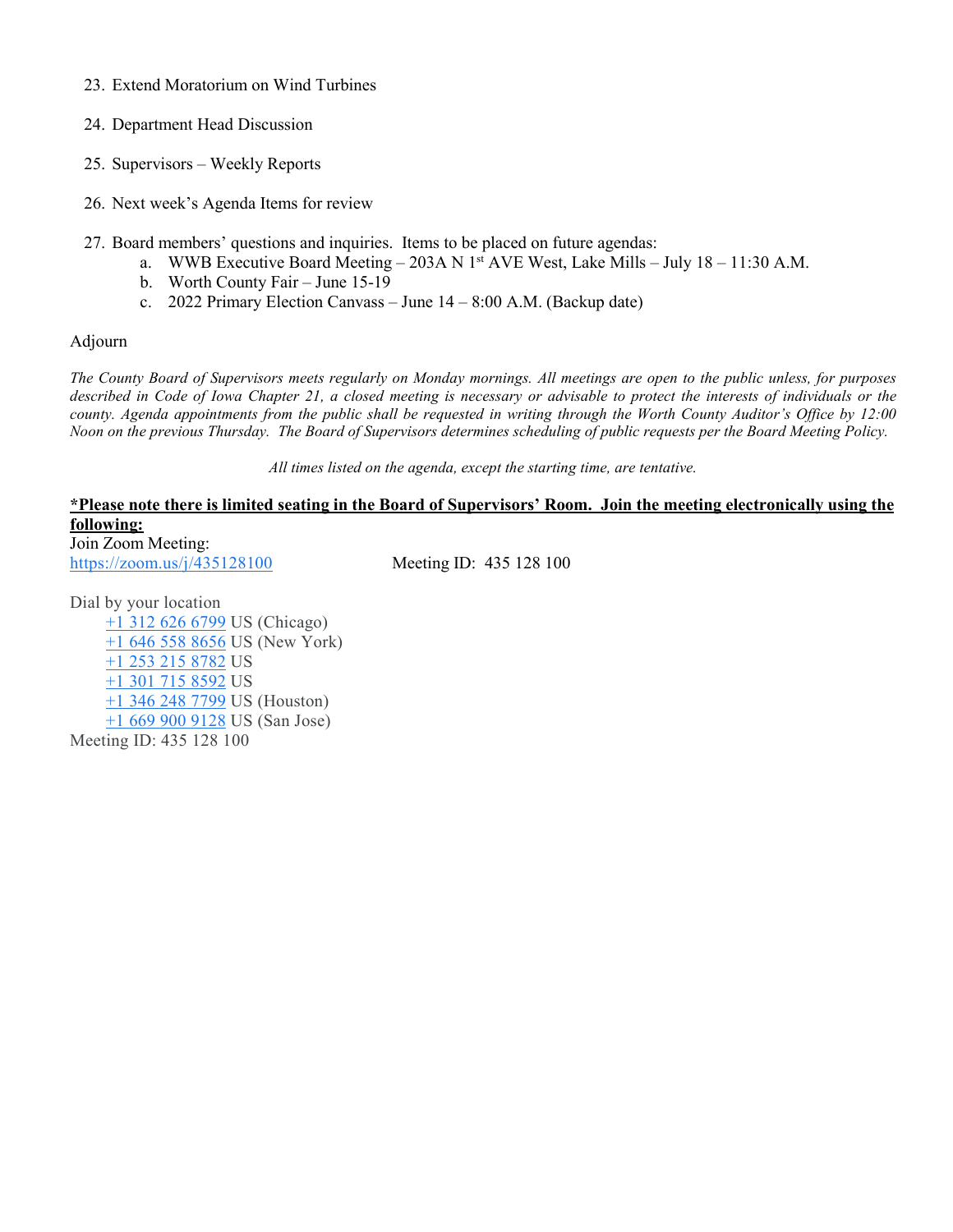23. Extend Moratorium on Wind Turbines

24. Department Head Discussion

25. Supervisors – Weekly Reports

26. Next week's Agenda Items for review

27. Board members' questions and inquiries. Items to be placed on future agendas:
    a. WWB Executive Board Meeting – 203A N 1st AVE West, Lake Mills – July 18 – 11:30 A.M.
    b. Worth County Fair – June 15-19
    c. 2022 Primary Election Canvass – June 14 – 8:00 A.M. (Backup date)

Adjourn

*The County Board of Supervisors meets regularly on Monday mornings. All meetings are open to the public unless, for purposes described in Code of Iowa Chapter 21, a closed meeting is necessary or advisable to protect the interests of individuals or the county. Agenda appointments from the public shall be requested in writing through the Worth County Auditor's Office by 12:00 Noon on the previous Thursday. The Board of Supervisors determines scheduling of public requests per the Board Meeting Policy.*

*All times listed on the agenda, except the starting time, are tentative.*

**\*Please note there is limited seating in the Board of Supervisors' Room. Join the meeting electronically using the following:**

Join Zoom Meeting:
https://zoom.us/j/435128100 Meeting ID: 435 128 100

Dial by your location
+1 312 626 6799 US (Chicago)
+1 646 558 8656 US (New York)
+1 253 215 8782 US
+1 301 715 8592 US
+1 346 248 7799 US (Houston)
+1 669 900 9128 US (San Jose)
Meeting ID: 435 128 100